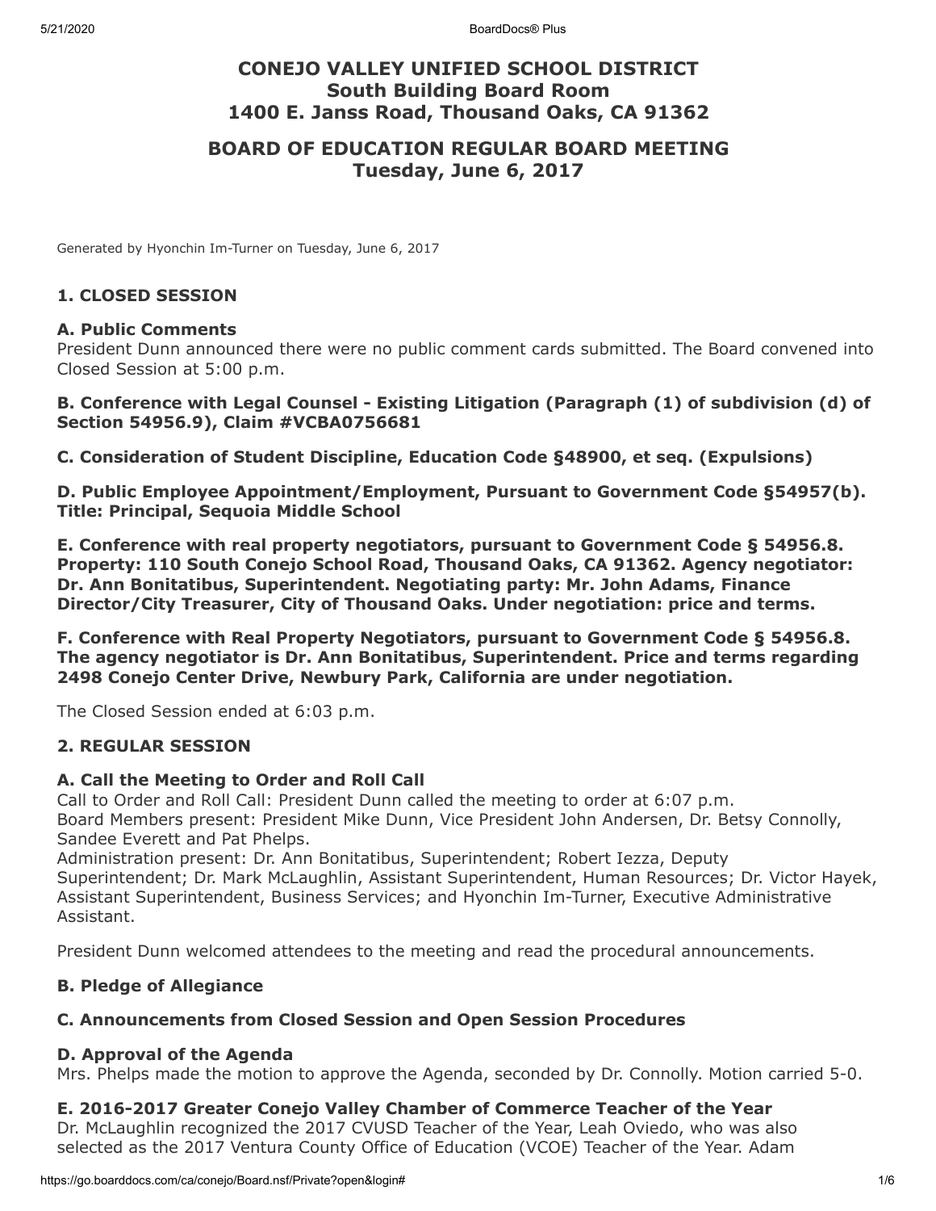# CONEJO VALLEY UNIFIED SCHOOL DISTRICT
## South Building Board Room
## 1400 E. Janss Road, Thousand Oaks, CA 91362

## BOARD OF EDUCATION REGULAR BOARD MEETING
## Tuesday, June 6, 2017

Generated by Hyonchin Im-Turner on Tuesday, June 6, 2017

### 1. CLOSED SESSION

**A. Public Comments**

President Dunn announced there were no public comment cards submitted. The Board convened into Closed Session at 5:00 p.m.

**B. Conference with Legal Counsel - Existing Litigation (Paragraph (1) of subdivision (d) of Section 54956.9), Claim #VCBA0756681**

**C. Consideration of Student Discipline, Education Code §48900, et seq. (Expulsions)**

**D. Public Employee Appointment/Employment, Pursuant to Government Code §54957(b). Title: Principal, Sequoia Middle School**

**E. Conference with real property negotiators, pursuant to Government Code § 54956.8. Property: 110 South Conejo School Road, Thousand Oaks, CA 91362. Agency negotiator: Dr. Ann Bonitatibus, Superintendent. Negotiating party: Mr. John Adams, Finance Director/City Treasurer, City of Thousand Oaks. Under negotiation: price and terms.**

**F. Conference with Real Property Negotiators, pursuant to Government Code § 54956.8. The agency negotiator is Dr. Ann Bonitatibus, Superintendent. Price and terms regarding 2498 Conejo Center Drive, Newbury Park, California are under negotiation.**

The Closed Session ended at 6:03 p.m.

### 2. REGULAR SESSION

**A. Call the Meeting to Order and Roll Call**

Call to Order and Roll Call: President Dunn called the meeting to order at 6:07 p.m.
Board Members present: President Mike Dunn, Vice President John Andersen, Dr. Betsy Connolly, Sandee Everett and Pat Phelps.
Administration present: Dr. Ann Bonitatibus, Superintendent; Robert Iezza, Deputy Superintendent; Dr. Mark McLaughlin, Assistant Superintendent, Human Resources; Dr. Victor Hayek, Assistant Superintendent, Business Services; and Hyonchin Im-Turner, Executive Administrative Assistant.

President Dunn welcomed attendees to the meeting and read the procedural announcements.

**B. Pledge of Allegiance**

**C. Announcements from Closed Session and Open Session Procedures**

**D. Approval of the Agenda**

Mrs. Phelps made the motion to approve the Agenda, seconded by Dr. Connolly. Motion carried 5-0.

**E. 2016-2017 Greater Conejo Valley Chamber of Commerce Teacher of the Year**

Dr. McLaughlin recognized the 2017 CVUSD Teacher of the Year, Leah Oviedo, who was also selected as the 2017 Ventura County Office of Education (VCOE) Teacher of the Year. Adam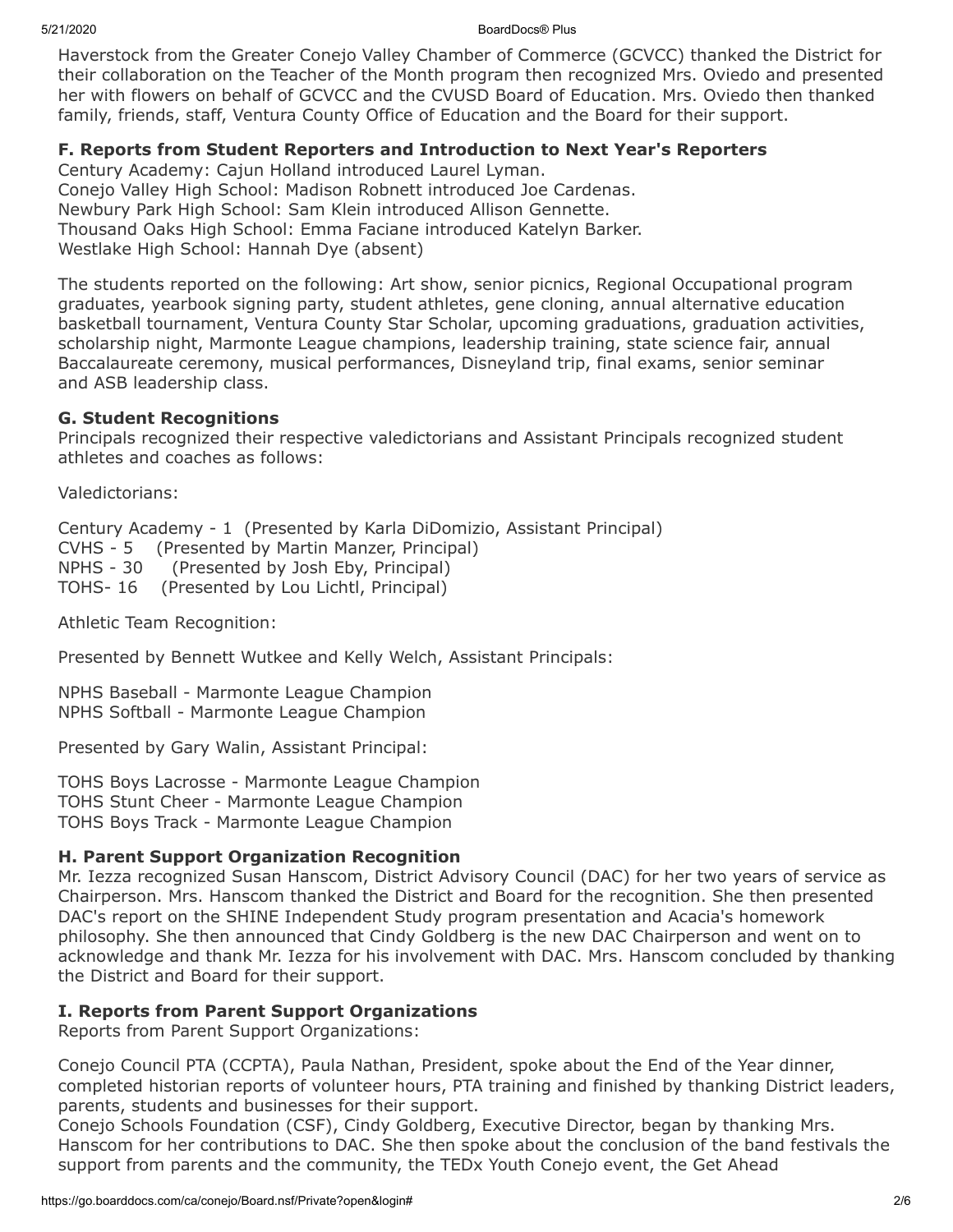Haverstock from the Greater Conejo Valley Chamber of Commerce (GCVCC) thanked the District for their collaboration on the Teacher of the Month program then recognized Mrs. Oviedo and presented her with flowers on behalf of GCVCC and the CVUSD Board of Education. Mrs. Oviedo then thanked family, friends, staff, Ventura County Office of Education and the Board for their support.

**F. Reports from Student Reporters and Introduction to Next Year's Reporters**

Century Academy: Cajun Holland introduced Laurel Lyman.
Conejo Valley High School: Madison Robnett introduced Joe Cardenas.
Newbury Park High School: Sam Klein introduced Allison Gennette.
Thousand Oaks High School: Emma Faciane introduced Katelyn Barker.
Westlake High School: Hannah Dye (absent)

The students reported on the following: Art show, senior picnics, Regional Occupational program graduates, yearbook signing party, student athletes, gene cloning, annual alternative education basketball tournament, Ventura County Star Scholar, upcoming graduations, graduation activities, scholarship night, Marmonte League champions, leadership training, state science fair, annual Baccalaureate ceremony, musical performances, Disneyland trip, final exams, senior seminar and ASB leadership class.

**G. Student Recognitions**

Principals recognized their respective valedictorians and Assistant Principals recognized student athletes and coaches as follows:

Valedictorians:

Century Academy - 1 (Presented by Karla DiDomizio, Assistant Principal)
CVHS - 5 (Presented by Martin Manzer, Principal)
NPHS - 30 (Presented by Josh Eby, Principal)
TOHS- 16 (Presented by Lou Lichtl, Principal)

Athletic Team Recognition:

Presented by Bennett Wutkee and Kelly Welch, Assistant Principals:

NPHS Baseball - Marmonte League Champion
NPHS Softball - Marmonte League Champion

Presented by Gary Walin, Assistant Principal:

TOHS Boys Lacrosse - Marmonte League Champion
TOHS Stunt Cheer - Marmonte League Champion
TOHS Boys Track - Marmonte League Champion

**H. Parent Support Organization Recognition**

Mr. Iezza recognized Susan Hanscom, District Advisory Council (DAC) for her two years of service as Chairperson. Mrs. Hanscom thanked the District and Board for the recognition. She then presented DAC's report on the SHINE Independent Study program presentation and Acacia's homework philosophy. She then announced that Cindy Goldberg is the new DAC Chairperson and went on to acknowledge and thank Mr. Iezza for his involvement with DAC. Mrs. Hanscom concluded by thanking the District and Board for their support.

**I. Reports from Parent Support Organizations**

Reports from Parent Support Organizations:

Conejo Council PTA (CCPTA), Paula Nathan, President, spoke about the End of the Year dinner, completed historian reports of volunteer hours, PTA training and finished by thanking District leaders, parents, students and businesses for their support.
Conejo Schools Foundation (CSF), Cindy Goldberg, Executive Director, began by thanking Mrs. Hanscom for her contributions to DAC. She then spoke about the conclusion of the band festivals the support from parents and the community, the TEDx Youth Conejo event, the Get Ahead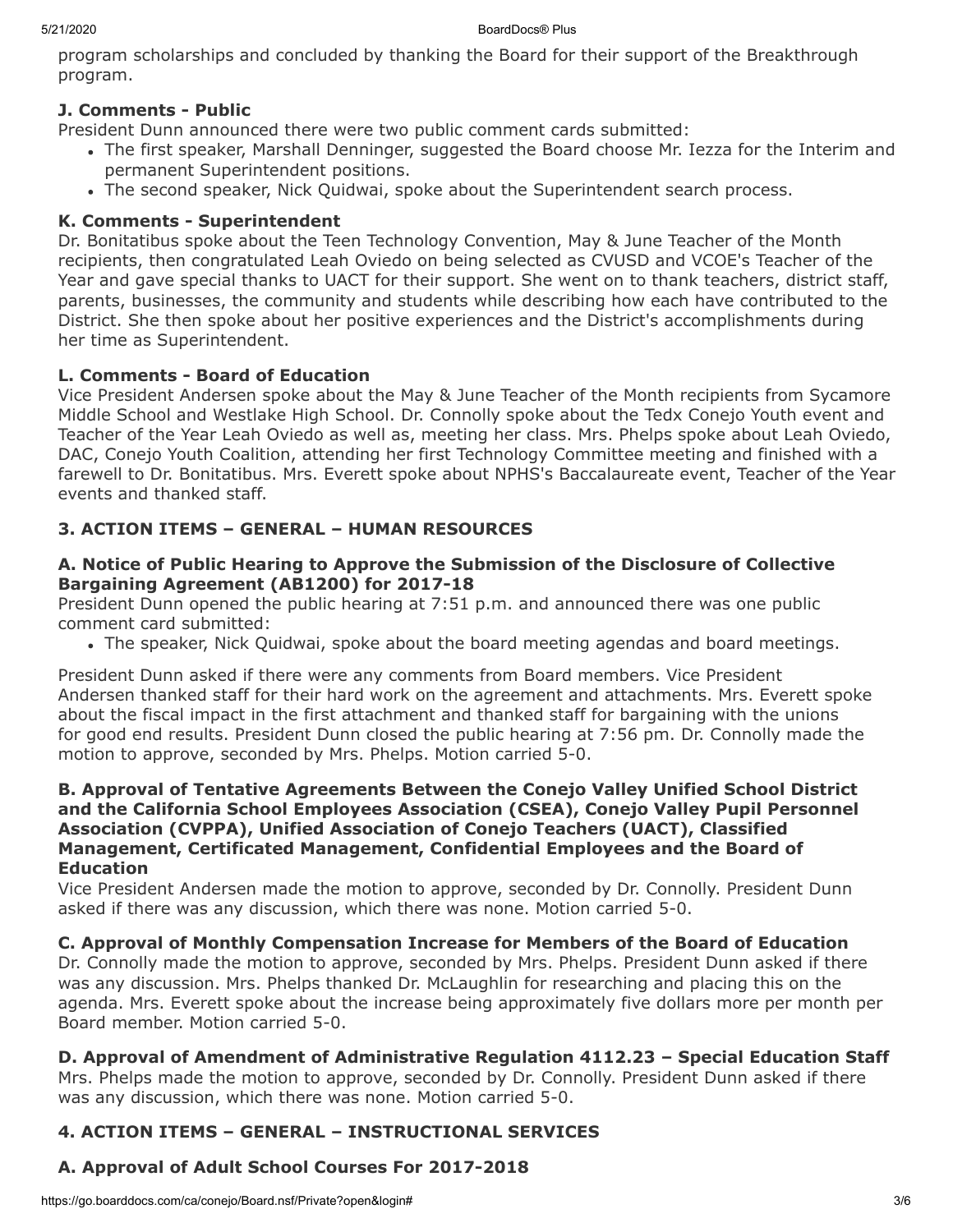program scholarships and concluded by thanking the Board for their support of the Breakthrough program.

### J. Comments - Public

President Dunn announced there were two public comment cards submitted:

- The first speaker, Marshall Denninger, suggested the Board choose Mr. Iezza for the Interim and permanent Superintendent positions.
- The second speaker, Nick Quidwai, spoke about the Superintendent search process.

### K. Comments - Superintendent

Dr. Bonitatibus spoke about the Teen Technology Convention, May & June Teacher of the Month recipients, then congratulated Leah Oviedo on being selected as CVUSD and VCOE's Teacher of the Year and gave special thanks to UACT for their support. She went on to thank teachers, district staff, parents, businesses, the community and students while describing how each have contributed to the District. She then spoke about her positive experiences and the District's accomplishments during her time as Superintendent.

### L. Comments - Board of Education

Vice President Andersen spoke about the May & June Teacher of the Month recipients from Sycamore Middle School and Westlake High School. Dr. Connolly spoke about the Tedx Conejo Youth event and Teacher of the Year Leah Oviedo as well as, meeting her class. Mrs. Phelps spoke about Leah Oviedo, DAC, Conejo Youth Coalition, attending her first Technology Committee meeting and finished with a farewell to Dr. Bonitatibus. Mrs. Everett spoke about NPHS's Baccalaureate event, Teacher of the Year events and thanked staff.

## 3. ACTION ITEMS – GENERAL – HUMAN RESOURCES

### A. Notice of Public Hearing to Approve the Submission of the Disclosure of Collective Bargaining Agreement (AB1200) for 2017-18

President Dunn opened the public hearing at 7:51 p.m. and announced there was one public comment card submitted:

- The speaker, Nick Quidwai, spoke about the board meeting agendas and board meetings.

President Dunn asked if there were any comments from Board members. Vice President Andersen thanked staff for their hard work on the agreement and attachments. Mrs. Everett spoke about the fiscal impact in the first attachment and thanked staff for bargaining with the unions for good end results. President Dunn closed the public hearing at 7:56 pm. Dr. Connolly made the motion to approve, seconded by Mrs. Phelps. Motion carried 5-0.

### B. Approval of Tentative Agreements Between the Conejo Valley Unified School District and the California School Employees Association (CSEA), Conejo Valley Pupil Personnel Association (CVPPA), Unified Association of Conejo Teachers (UACT), Classified Management, Certificated Management, Confidential Employees and the Board of Education

Vice President Andersen made the motion to approve, seconded by Dr. Connolly. President Dunn asked if there was any discussion, which there was none. Motion carried 5-0.

### C. Approval of Monthly Compensation Increase for Members of the Board of Education

Dr. Connolly made the motion to approve, seconded by Mrs. Phelps. President Dunn asked if there was any discussion. Mrs. Phelps thanked Dr. McLaughlin for researching and placing this on the agenda. Mrs. Everett spoke about the increase being approximately five dollars more per month per Board member. Motion carried 5-0.

### D. Approval of Amendment of Administrative Regulation 4112.23 – Special Education Staff

Mrs. Phelps made the motion to approve, seconded by Dr. Connolly. President Dunn asked if there was any discussion, which there was none. Motion carried 5-0.

## 4. ACTION ITEMS – GENERAL – INSTRUCTIONAL SERVICES

### A. Approval of Adult School Courses For 2017-2018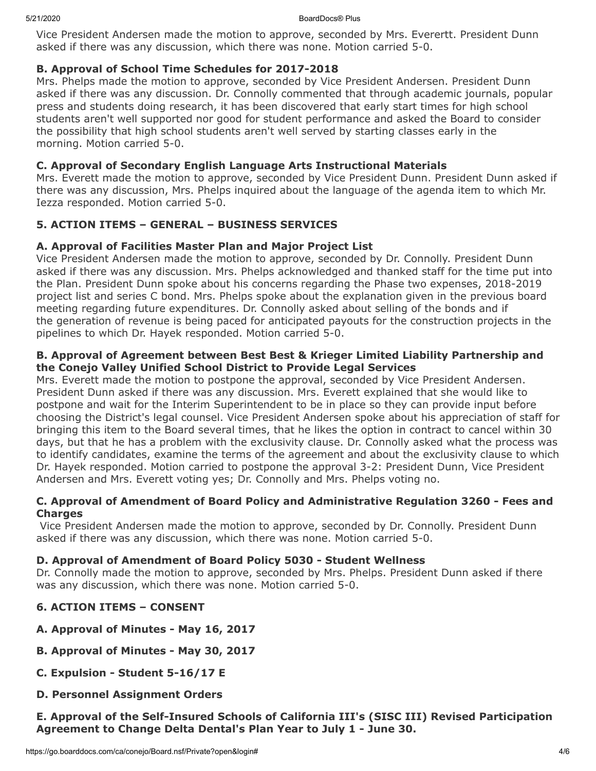Vice President Andersen made the motion to approve, seconded by Mrs. Evernett. President Dunn asked if there was any discussion, which there was none. Motion carried 5-0.

**B. Approval of School Time Schedules for 2017-2018**

Mrs. Phelps made the motion to approve, seconded by Vice President Andersen. President Dunn asked if there was any discussion. Dr. Connolly commented that through academic journals, popular press and students doing research, it has been discovered that early start times for high school students aren't well supported nor good for student performance and asked the Board to consider the possibility that high school students aren't well served by starting classes early in the morning. Motion carried 5-0.

**C. Approval of Secondary English Language Arts Instructional Materials**

Mrs. Everett made the motion to approve, seconded by Vice President Dunn. President Dunn asked if there was any discussion, Mrs. Phelps inquired about the language of the agenda item to which Mr. Iezza responded. Motion carried 5-0.

**5. ACTION ITEMS – GENERAL – BUSINESS SERVICES**

**A. Approval of Facilities Master Plan and Major Project List**

Vice President Andersen made the motion to approve, seconded by Dr. Connolly. President Dunn asked if there was any discussion. Mrs. Phelps acknowledged and thanked staff for the time put into the Plan. President Dunn spoke about his concerns regarding the Phase two expenses, 2018-2019 project list and series C bond. Mrs. Phelps spoke about the explanation given in the previous board meeting regarding future expenditures. Dr. Connolly asked about selling of the bonds and if the generation of revenue is being paced for anticipated payouts for the construction projects in the pipelines to which Dr. Hayek responded. Motion carried 5-0.

**B. Approval of Agreement between Best Best & Krieger Limited Liability Partnership and the Conejo Valley Unified School District to Provide Legal Services**

Mrs. Everett made the motion to postpone the approval, seconded by Vice President Andersen. President Dunn asked if there was any discussion. Mrs. Everett explained that she would like to postpone and wait for the Interim Superintendent to be in place so they can provide input before choosing the District's legal counsel. Vice President Andersen spoke about his appreciation of staff for bringing this item to the Board several times, that he likes the option in contract to cancel within 30 days, but that he has a problem with the exclusivity clause. Dr. Connolly asked what the process was to identify candidates, examine the terms of the agreement and about the exclusivity clause to which Dr. Hayek responded. Motion carried to postpone the approval 3-2: President Dunn, Vice President Andersen and Mrs. Everett voting yes; Dr. Connolly and Mrs. Phelps voting no.

**C. Approval of Amendment of Board Policy and Administrative Regulation 3260 - Fees and Charges**

Vice President Andersen made the motion to approve, seconded by Dr. Connolly. President Dunn asked if there was any discussion, which there was none. Motion carried 5-0.

**D. Approval of Amendment of Board Policy 5030 - Student Wellness**

Dr. Connolly made the motion to approve, seconded by Mrs. Phelps. President Dunn asked if there was any discussion, which there was none. Motion carried 5-0.

**6. ACTION ITEMS – CONSENT**

**A. Approval of Minutes - May 16, 2017**

**B. Approval of Minutes - May 30, 2017**

**C. Expulsion - Student 5-16/17 E**

**D. Personnel Assignment Orders**

**E. Approval of the Self-Insured Schools of California III's (SISC III) Revised Participation Agreement to Change Delta Dental's Plan Year to July 1 - June 30.**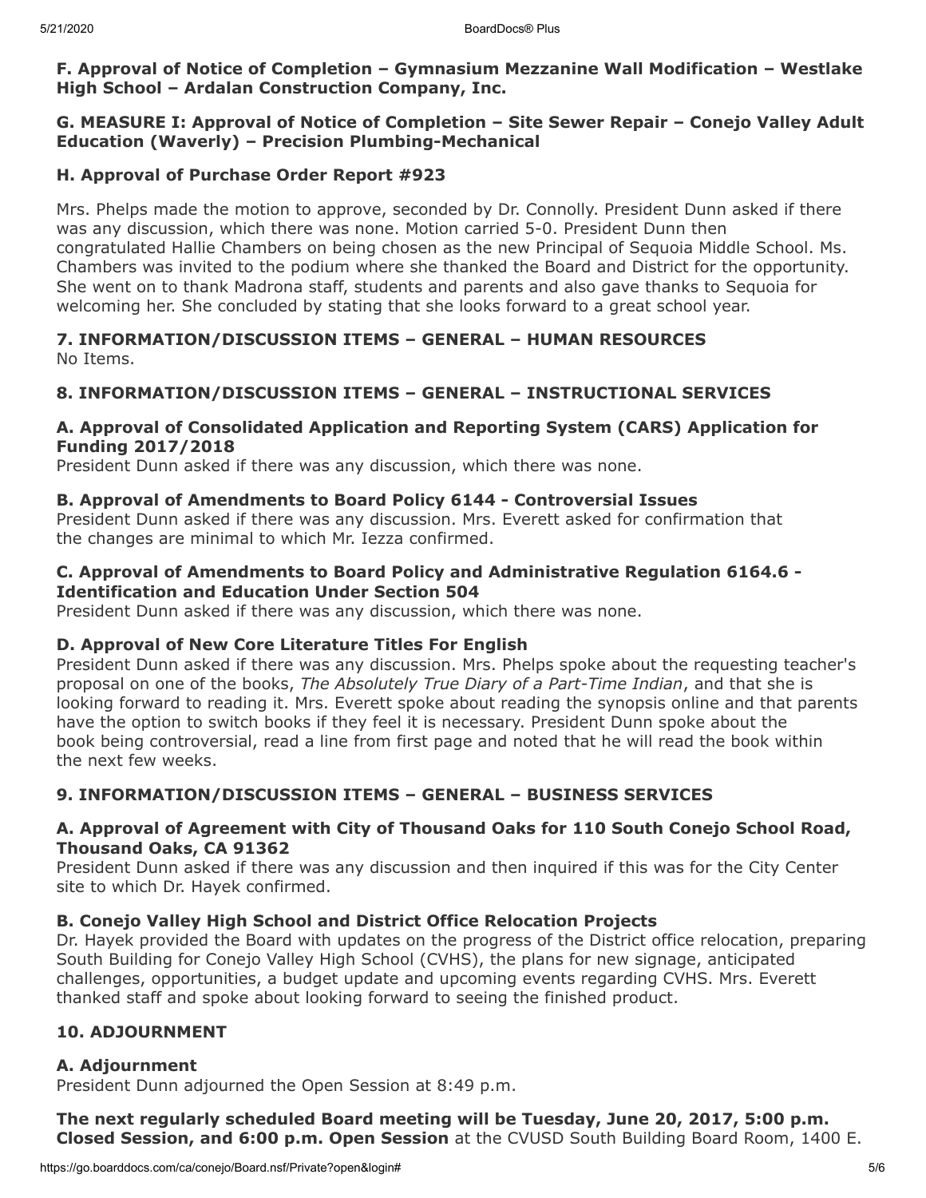**F. Approval of Notice of Completion – Gymnasium Mezzanine Wall Modification – Westlake High School – Ardalan Construction Company, Inc.**

**G. MEASURE I: Approval of Notice of Completion – Site Sewer Repair – Conejo Valley Adult Education (Waverly) – Precision Plumbing-Mechanical**

**H. Approval of Purchase Order Report #923**

Mrs. Phelps made the motion to approve, seconded by Dr. Connolly. President Dunn asked if there was any discussion, which there was none. Motion carried 5-0. President Dunn then congratulated Hallie Chambers on being chosen as the new Principal of Sequoia Middle School. Ms. Chambers was invited to the podium where she thanked the Board and District for the opportunity. She went on to thank Madrona staff, students and parents and also gave thanks to Sequoia for welcoming her. She concluded by stating that she looks forward to a great school year.

## 7. INFORMATION/DISCUSSION ITEMS – GENERAL – HUMAN RESOURCES

No Items.

## 8. INFORMATION/DISCUSSION ITEMS – GENERAL – INSTRUCTIONAL SERVICES

### A. Approval of Consolidated Application and Reporting System (CARS) Application for Funding 2017/2018

President Dunn asked if there was any discussion, which there was none.

### B. Approval of Amendments to Board Policy 6144 - Controversial Issues

President Dunn asked if there was any discussion. Mrs. Everett asked for confirmation that the changes are minimal to which Mr. Iezza confirmed.

### C. Approval of Amendments to Board Policy and Administrative Regulation 6164.6 - Identification and Education Under Section 504

President Dunn asked if there was any discussion, which there was none.

### D. Approval of New Core Literature Titles For English

President Dunn asked if there was any discussion. Mrs. Phelps spoke about the requesting teacher's proposal on one of the books, *The Absolutely True Diary of a Part-Time Indian*, and that she is looking forward to reading it. Mrs. Everett spoke about reading the synopsis online and that parents have the option to switch books if they feel it is necessary. President Dunn spoke about the book being controversial, read a line from first page and noted that he will read the book within the next few weeks.

## 9. INFORMATION/DISCUSSION ITEMS – GENERAL – BUSINESS SERVICES

### A. Approval of Agreement with City of Thousand Oaks for 110 South Conejo School Road, Thousand Oaks, CA 91362

President Dunn asked if there was any discussion and then inquired if this was for the City Center site to which Dr. Hayek confirmed.

### B. Conejo Valley High School and District Office Relocation Projects

Dr. Hayek provided the Board with updates on the progress of the District office relocation, preparing South Building for Conejo Valley High School (CVHS), the plans for new signage, anticipated challenges, opportunities, a budget update and upcoming events regarding CVHS. Mrs. Everett thanked staff and spoke about looking forward to seeing the finished product.

## 10. ADJOURNMENT

### A. Adjournment

President Dunn adjourned the Open Session at 8:49 p.m.

**The next regularly scheduled Board meeting will be Tuesday, June 20, 2017, 5:00 p.m. Closed Session, and 6:00 p.m. Open Session** at the CVUSD South Building Board Room, 1400 E.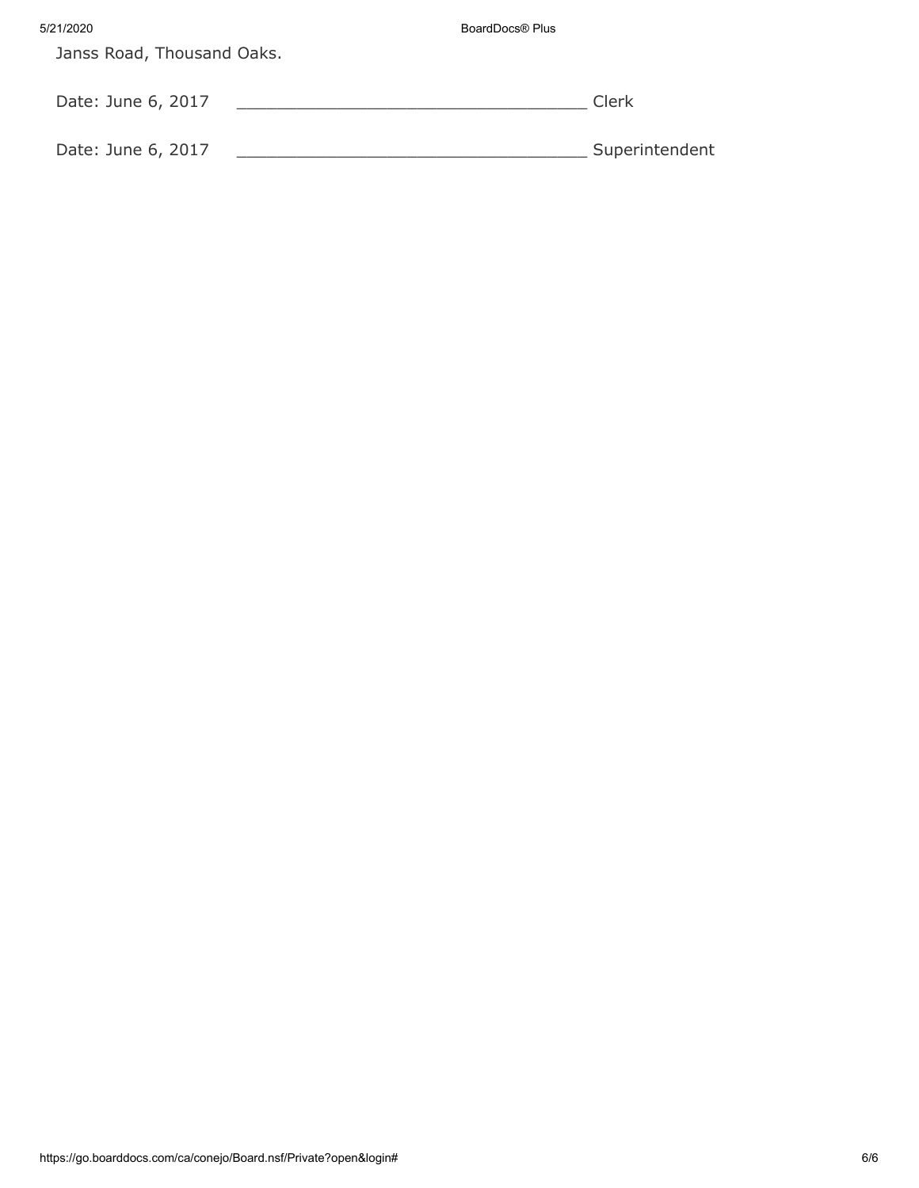Janss Road, Thousand Oaks.

Date: June 6, 2017 ___________________________________ Clerk

Date: June 6, 2017 ___________________________________ Superintendent